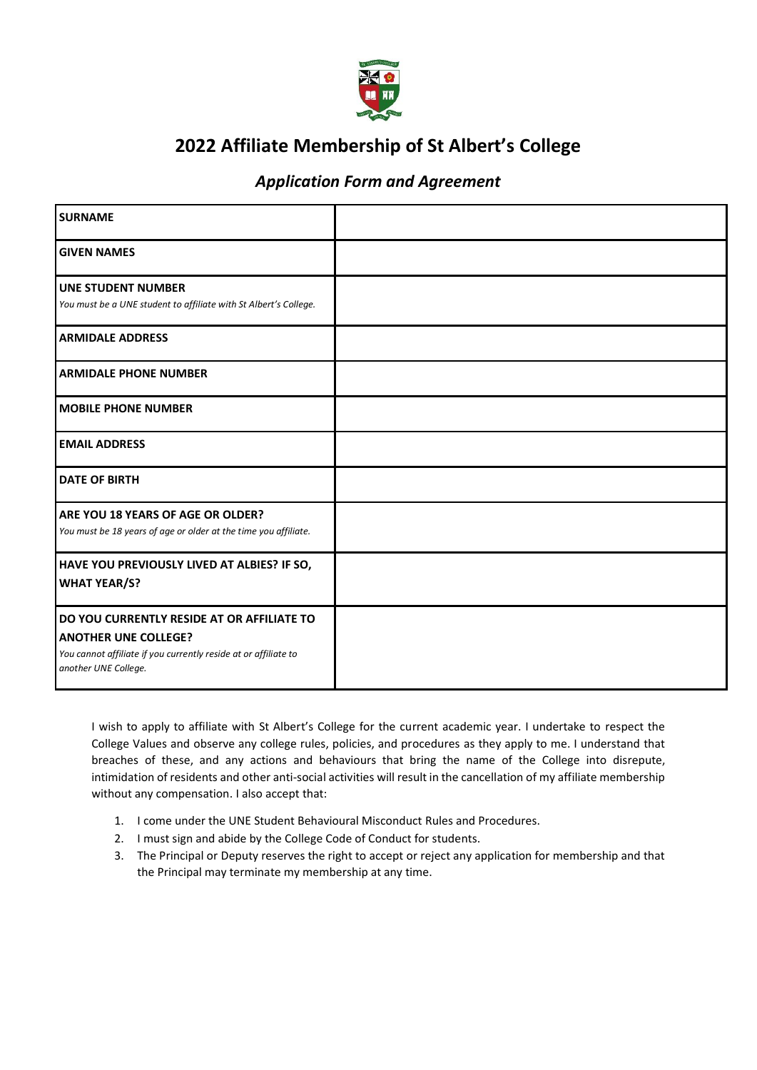# 2022 Affiliate Membership of St Albert's College

## *Application Form and Agreement*

| | |
|---|---|
| **SURNAME** | |
| **GIVEN NAMES** | |
| **UNE STUDENT NUMBER**<br>*You must be a UNE student to affiliate with St Albert's College.* | |
| **ARMIDALE ADDRESS** | |
| **ARMIDALE PHONE NUMBER** | |
| **MOBILE PHONE NUMBER** | |
| **EMAIL ADDRESS** | |
| **DATE OF BIRTH** | |
| **ARE YOU 18 YEARS OF AGE OR OLDER?**<br>*You must be 18 years of age or older at the time you affiliate.* | |
| **HAVE YOU PREVIOUSLY LIVED AT ALBIES? IF SO, WHAT YEAR/S?** | |
| **DO YOU CURRENTLY RESIDE AT OR AFFILIATE TO ANOTHER UNE COLLEGE?**<br>*You cannot affiliate if you currently reside at or affiliate to another UNE College.* | |

I wish to apply to affiliate with St Albert's College for the current academic year. I undertake to respect the College Values and observe any college rules, policies, and procedures as they apply to me. I understand that breaches of these, and any actions and behaviours that bring the name of the College into disrepute, intimidation of residents and other anti-social activities will result in the cancellation of my affiliate membership without any compensation. I also accept that:

1. I come under the UNE Student Behavioural Misconduct Rules and Procedures.
2. I must sign and abide by the College Code of Conduct for students.
3. The Principal or Deputy reserves the right to accept or reject any application for membership and that the Principal may terminate my membership at any time.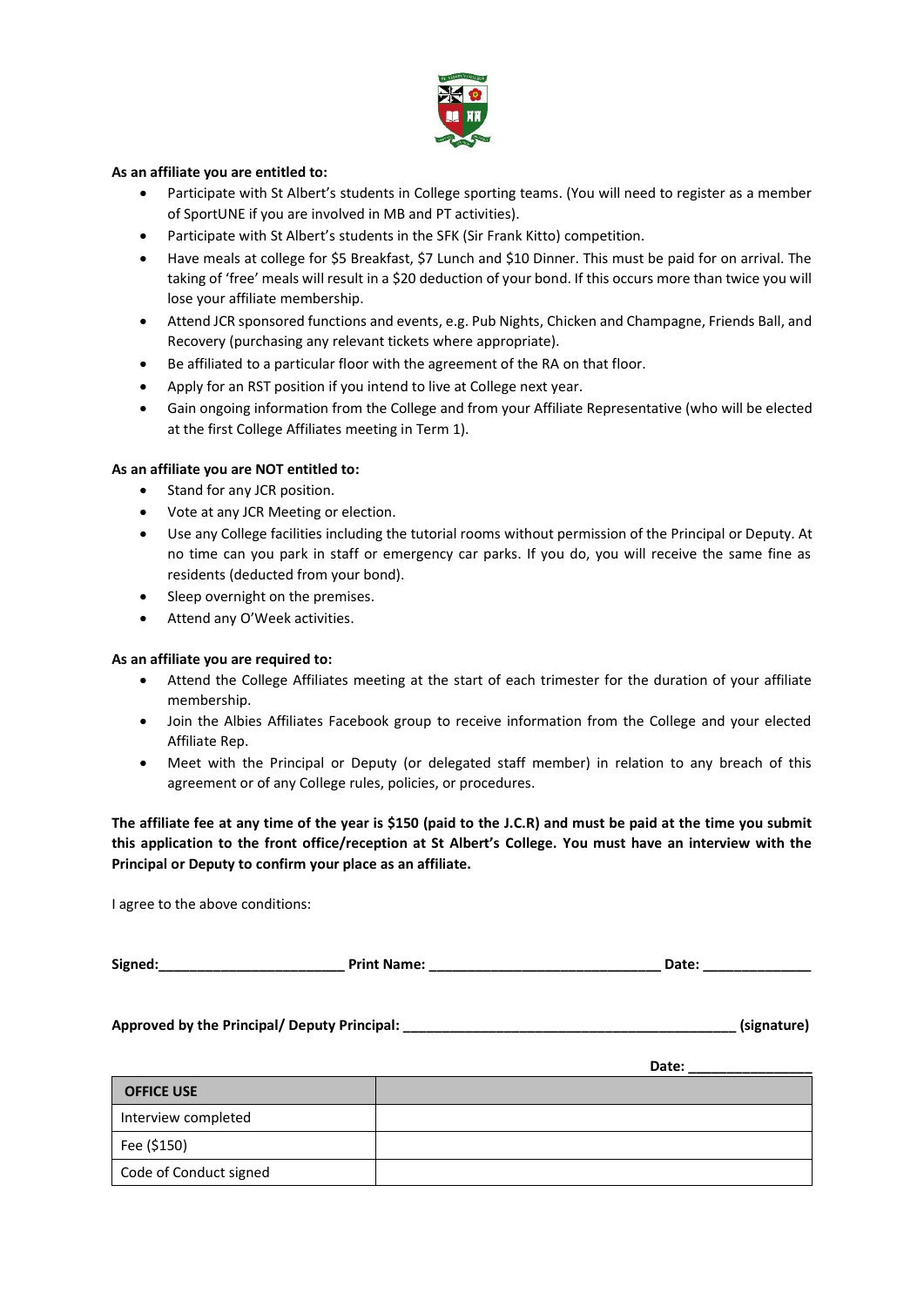**As an affiliate you are entitled to:**

- Participate with St Albert's students in College sporting teams. (You will need to register as a member of SportUNE if you are involved in MB and PT activities).
- Participate with St Albert's students in the SFK (Sir Frank Kitto) competition.
- Have meals at college for $5 Breakfast, $7 Lunch and $10 Dinner. This must be paid for on arrival. The taking of 'free' meals will result in a $20 deduction of your bond. If this occurs more than twice you will lose your affiliate membership.
- Attend JCR sponsored functions and events, e.g. Pub Nights, Chicken and Champagne, Friends Ball, and Recovery (purchasing any relevant tickets where appropriate).
- Be affiliated to a particular floor with the agreement of the RA on that floor.
- Apply for an RST position if you intend to live at College next year.
- Gain ongoing information from the College and from your Affiliate Representative (who will be elected at the first College Affiliates meeting in Term 1).

**As an affiliate you are NOT entitled to:**

- Stand for any JCR position.
- Vote at any JCR Meeting or election.
- Use any College facilities including the tutorial rooms without permission of the Principal or Deputy. At no time can you park in staff or emergency car parks. If you do, you will receive the same fine as residents (deducted from your bond).
- Sleep overnight on the premises.
- Attend any O'Week activities.

**As an affiliate you are required to:**

- Attend the College Affiliates meeting at the start of each trimester for the duration of your affiliate membership.
- Join the Albies Affiliates Facebook group to receive information from the College and your elected Affiliate Rep.
- Meet with the Principal or Deputy (or delegated staff member) in relation to any breach of this agreement or of any College rules, policies, or procedures.

**The affiliate fee at any time of the year is $150 (paid to the J.C.R) and must be paid at the time you submit this application to the front office/reception at St Albert's College. You must have an interview with the Principal or Deputy to confirm your place as an affiliate.**

I agree to the above conditions:

**Signed:**________________________ **Print Name:** ______________________________ **Date:** ______________

**Approved by the Principal/ Deputy Principal:** ___________________________________________ **(signature)**

**Date:** ________________

| **OFFICE USE** | |
|---|---|
| Interview completed | |
| Fee ($150) | |
| Code of Conduct signed | |